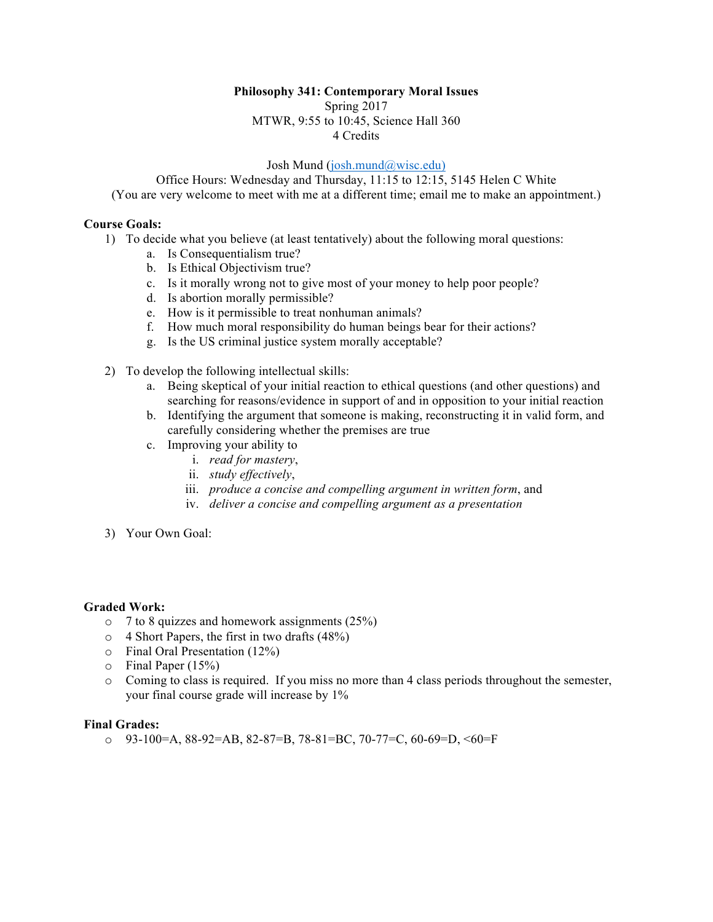# Philosophy 341: Contemporary Moral Issues

Spring 2017
MTWR, 9:55 to 10:45, Science Hall 360
4 Credits

Josh Mund (josh.mund@wisc.edu)
Office Hours: Wednesday and Thursday, 11:15 to 12:15, 5145 Helen C White
(You are very welcome to meet with me at a different time; email me to make an appointment.)

**Course Goals:**

1) To decide what you believe (at least tentatively) about the following moral questions:
   a. Is Consequentialism true?
   b. Is Ethical Objectivism true?
   c. Is it morally wrong not to give most of your money to help poor people?
   d. Is abortion morally permissible?
   e. How is it permissible to treat nonhuman animals?
   f. How much moral responsibility do human beings bear for their actions?
   g. Is the US criminal justice system morally acceptable?

2) To develop the following intellectual skills:
   a. Being skeptical of your initial reaction to ethical questions (and other questions) and searching for reasons/evidence in support of and in opposition to your initial reaction
   b. Identifying the argument that someone is making, reconstructing it in valid form, and carefully considering whether the premises are true
   c. Improving your ability to
      i. *read for mastery*,
      ii. *study effectively*,
      iii. *produce a concise and compelling argument in written form*, and
      iv. *deliver a concise and compelling argument as a presentation*

3) Your Own Goal:

**Graded Work:**

- 7 to 8 quizzes and homework assignments (25%)
- 4 Short Papers, the first in two drafts (48%)
- Final Oral Presentation (12%)
- Final Paper (15%)
- Coming to class is required. If you miss no more than 4 class periods throughout the semester, your final course grade will increase by 1%

**Final Grades:**

- 93-100=A, 88-92=AB, 82-87=B, 78-81=BC, 70-77=C, 60-69=D, <60=F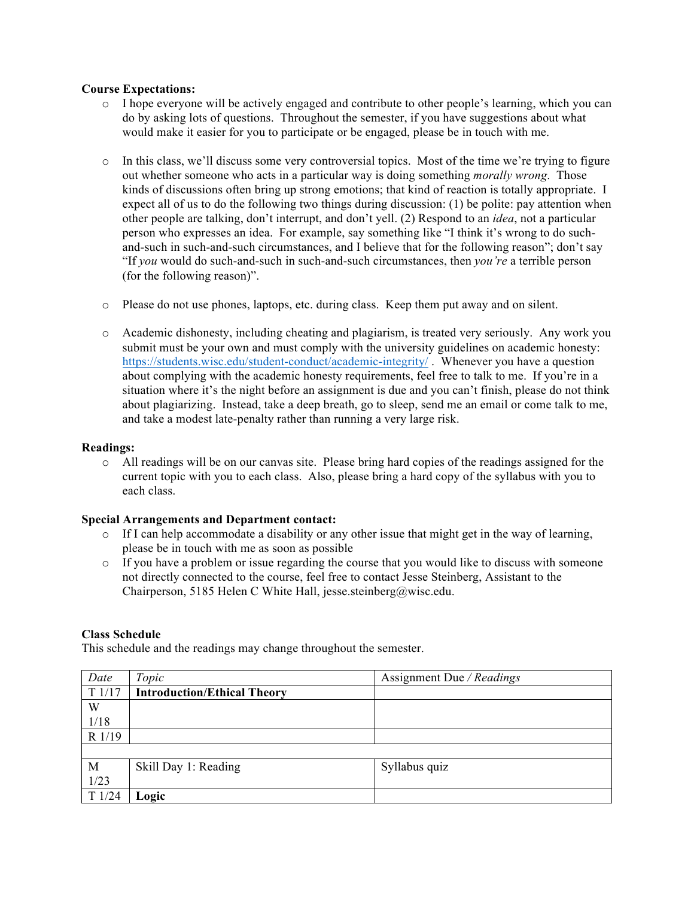**Course Expectations:**

- I hope everyone will be actively engaged and contribute to other people's learning, which you can do by asking lots of questions. Throughout the semester, if you have suggestions about what would make it easier for you to participate or be engaged, please be in touch with me.

- In this class, we'll discuss some very controversial topics. Most of the time we're trying to figure out whether someone who acts in a particular way is doing something *morally wrong*. Those kinds of discussions often bring up strong emotions; that kind of reaction is totally appropriate. I expect all of us to do the following two things during discussion: (1) be polite: pay attention when other people are talking, don't interrupt, and don't yell. (2) Respond to an *idea*, not a particular person who expresses an idea. For example, say something like "I think it's wrong to do such-and-such in such-and-such circumstances, and I believe that for the following reason"; don't say "If *you* would do such-and-such in such-and-such circumstances, then *you're* a terrible person (for the following reason)".

- Please do not use phones, laptops, etc. during class. Keep them put away and on silent.

- Academic dishonesty, including cheating and plagiarism, is treated very seriously. Any work you submit must be your own and must comply with the university guidelines on academic honesty: https://students.wisc.edu/student-conduct/academic-integrity/ . Whenever you have a question about complying with the academic honesty requirements, feel free to talk to me. If you're in a situation where it's the night before an assignment is due and you can't finish, please do not think about plagiarizing. Instead, take a deep breath, go to sleep, send me an email or come talk to me, and take a modest late-penalty rather than running a very large risk.

**Readings:**

- All readings will be on our canvas site. Please bring hard copies of the readings assigned for the current topic with you to each class. Also, please bring a hard copy of the syllabus with you to each class.

**Special Arrangements and Department contact:**

- If I can help accommodate a disability or any other issue that might get in the way of learning, please be in touch with me as soon as possible
- If you have a problem or issue regarding the course that you would like to discuss with someone not directly connected to the course, feel free to contact Jesse Steinberg, Assistant to the Chairperson, 5185 Helen C White Hall, jesse.steinberg@wisc.edu.

**Class Schedule**

This schedule and the readings may change throughout the semester.

| *Date* | *Topic* | Assignment Due / *Readings* |
|---|---|---|
| T 1/17 | **Introduction/Ethical Theory** | |
| W 1/18 | | |
| R 1/19 | | |
| | | |
| M 1/23 | Skill Day 1: Reading | Syllabus quiz |
| T 1/24 | **Logic** | |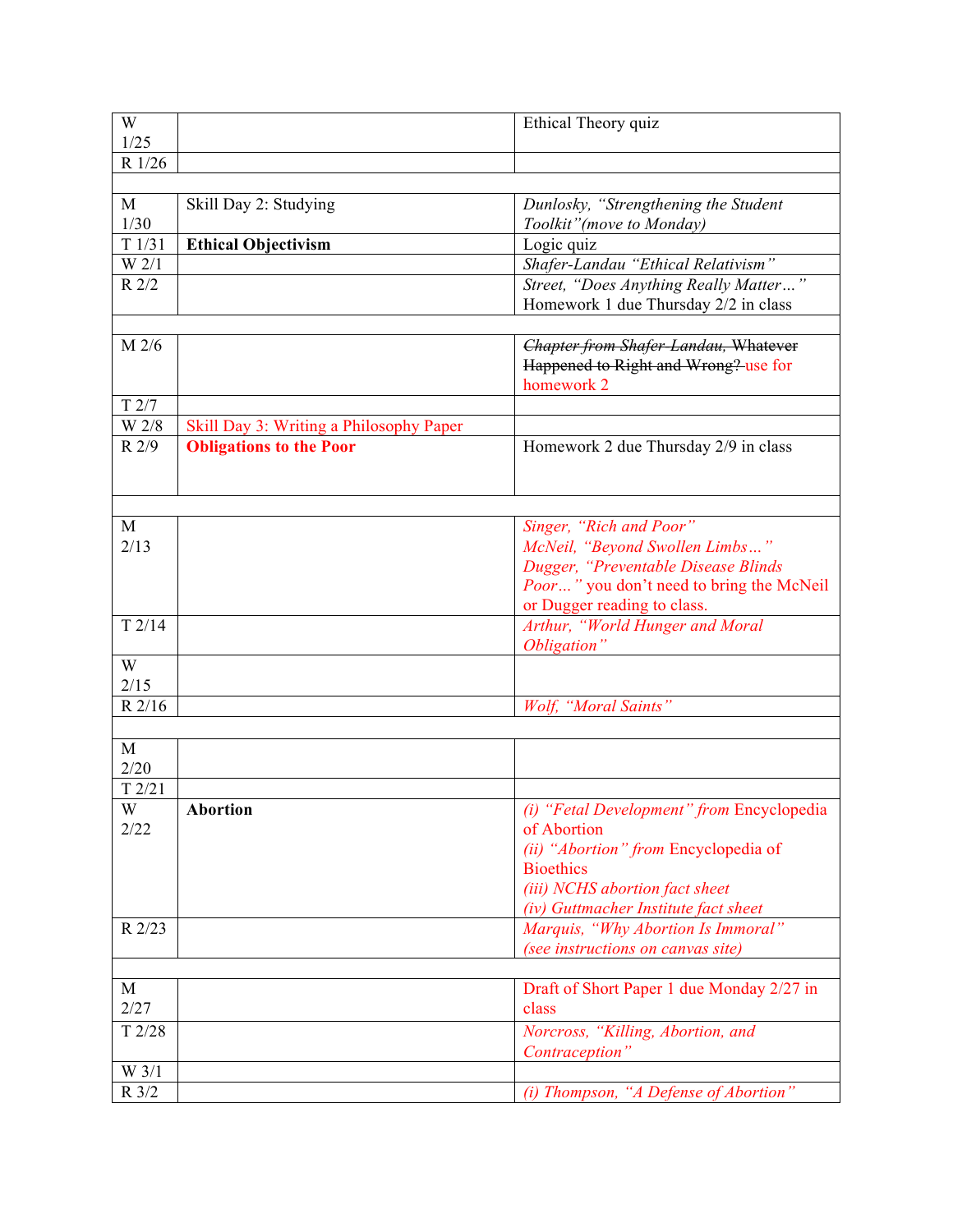| | | |
|---|---|---|
| W 1/25 | | Ethical Theory quiz |
| R 1/26 | | |
| | | |
| M 1/30 | Skill Day 2: Studying | *Dunlosky, "Strengthening the Student Toolkit"(move to Monday)* |
| T 1/31 | **Ethical Objectivism** | Logic quiz |
| W 2/1 | | *Shafer-Landau "Ethical Relativism"* |
| R 2/2 | | *Street, "Does Anything Really Matter…"* Homework 1 due Thursday 2/2 in class |
| | | |
| M 2/6 | | ~~*Chapter from Shafer-Landau,* Whatever Happened to Right and Wrong?~~ use for homework 2 |
| T 2/7 | | |
| W 2/8 | Skill Day 3: Writing a Philosophy Paper | |
| R 2/9 | **Obligations to the Poor** | Homework 2 due Thursday 2/9 in class |
| | | |
| M 2/13 | | *Singer, "Rich and Poor"* *McNeil, "Beyond Swollen Limbs…"* *Dugger, "Preventable Disease Blinds Poor…"* you don't need to bring the McNeil or Dugger reading to class. |
| T 2/14 | | *Arthur, "World Hunger and Moral Obligation"* |
| W 2/15 | | |
| R 2/16 | | *Wolf, "Moral Saints"* |
| | | |
| M 2/20 | | |
| T 2/21 | | |
| W 2/22 | **Abortion** | *(i) "Fetal Development" from* Encyclopedia of Abortion *(ii) "Abortion" from* Encyclopedia of Bioethics *(iii) NCHS abortion fact sheet* *(iv) Guttmacher Institute fact sheet* |
| R 2/23 | | *Marquis, "Why Abortion Is Immoral" (see instructions on canvas site)* |
| | | |
| M 2/27 | | Draft of Short Paper 1 due Monday 2/27 in class |
| T 2/28 | | *Norcross, "Killing, Abortion, and Contraception"* |
| W 3/1 | | |
| R 3/2 | | *(i) Thompson, "A Defense of Abortion"* |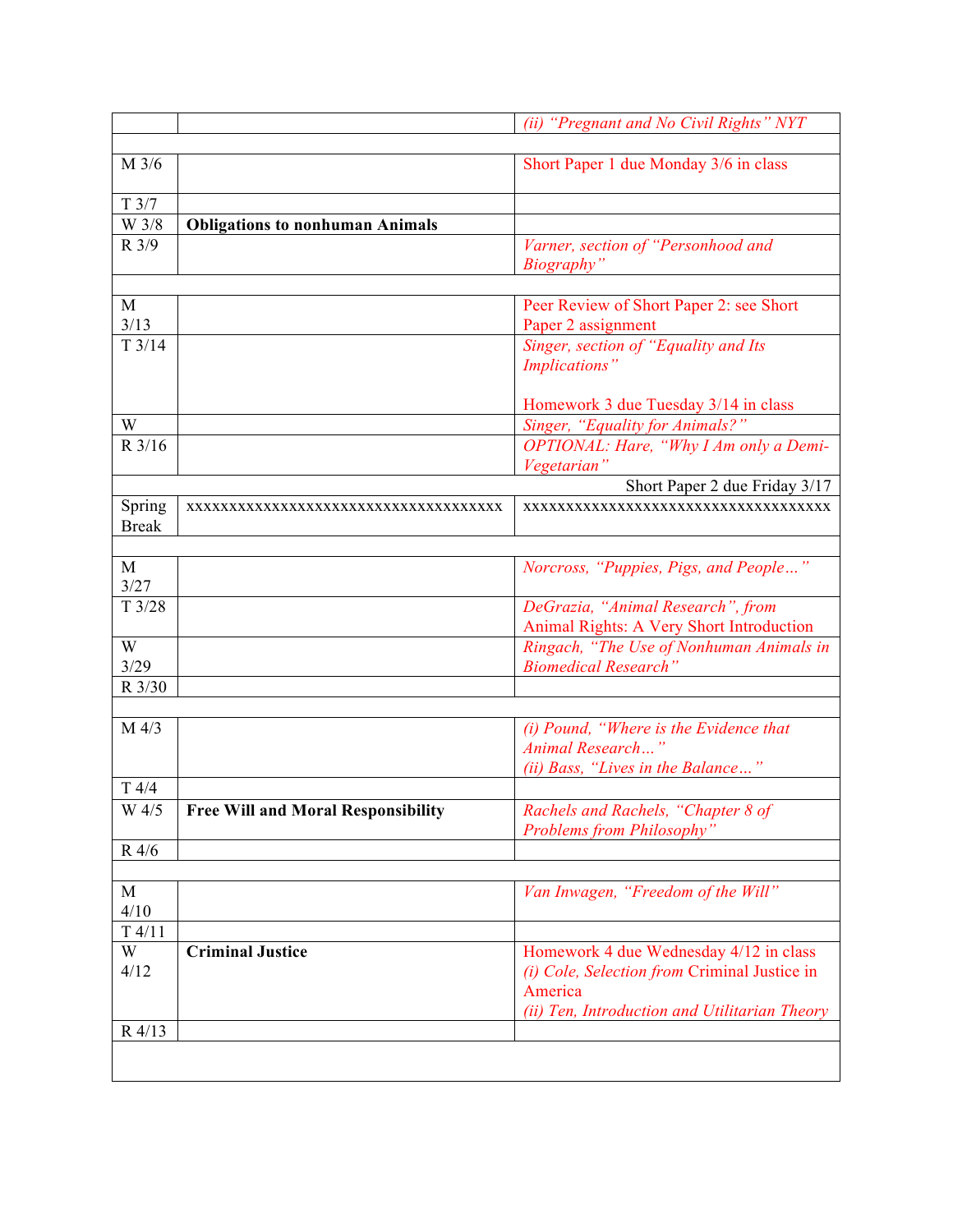| | | |
|---|---|---|
| | | *(ii) "Pregnant and No Civil Rights" NYT* |
| | | |
| M 3/6 | | Short Paper 1 due Monday 3/6 in class |
| T 3/7 | | |
| W 3/8 | **Obligations to nonhuman Animals** | |
| R 3/9 | | *Varner, section of "Personhood and Biography"* |
| | | |
| M 3/13 | | Peer Review of Short Paper 2: see Short Paper 2 assignment |
| T 3/14 | | *Singer, section of "Equality and Its Implications"*<br><br>Homework 3 due Tuesday 3/14 in class |
| W | | *Singer, "Equality for Animals?"* |
| R 3/16 | | *OPTIONAL: Hare, "Why I Am only a Demi-Vegetarian"* |
| | | Short Paper 2 due Friday 3/17 |
| Spring Break | xxxxxxxxxxxxxxxxxxxxxxxxxxxxxxxxxxxxxxx | xxxxxxxxxxxxxxxxxxxxxxxxxxxxxxxxxxxxxx |
| | | |
| M 3/27 | | *Norcross, "Puppies, Pigs, and People…"* |
| T 3/28 | | *DeGrazia, "Animal Research", from* Animal Rights: A Very Short Introduction |
| W 3/29 | | *Ringach, "The Use of Nonhuman Animals in Biomedical Research"* |
| R 3/30 | | |
| | | |
| M 4/3 | | *(i) Pound, "Where is the Evidence that Animal Research…"*<br>*(ii) Bass, "Lives in the Balance…"* |
| T 4/4 | | |
| W 4/5 | **Free Will and Moral Responsibility** | *Rachels and Rachels, "Chapter 8 of Problems from Philosophy"* |
| R 4/6 | | |
| | | |
| M 4/10 | | *Van Inwagen, "Freedom of the Will"* |
| T 4/11 | | |
| W 4/12 | **Criminal Justice** | Homework 4 due Wednesday 4/12 in class<br>*(i) Cole, Selection from* Criminal Justice in America<br>*(ii) Ten, Introduction and Utilitarian Theory* |
| R 4/13 | | |
| | | |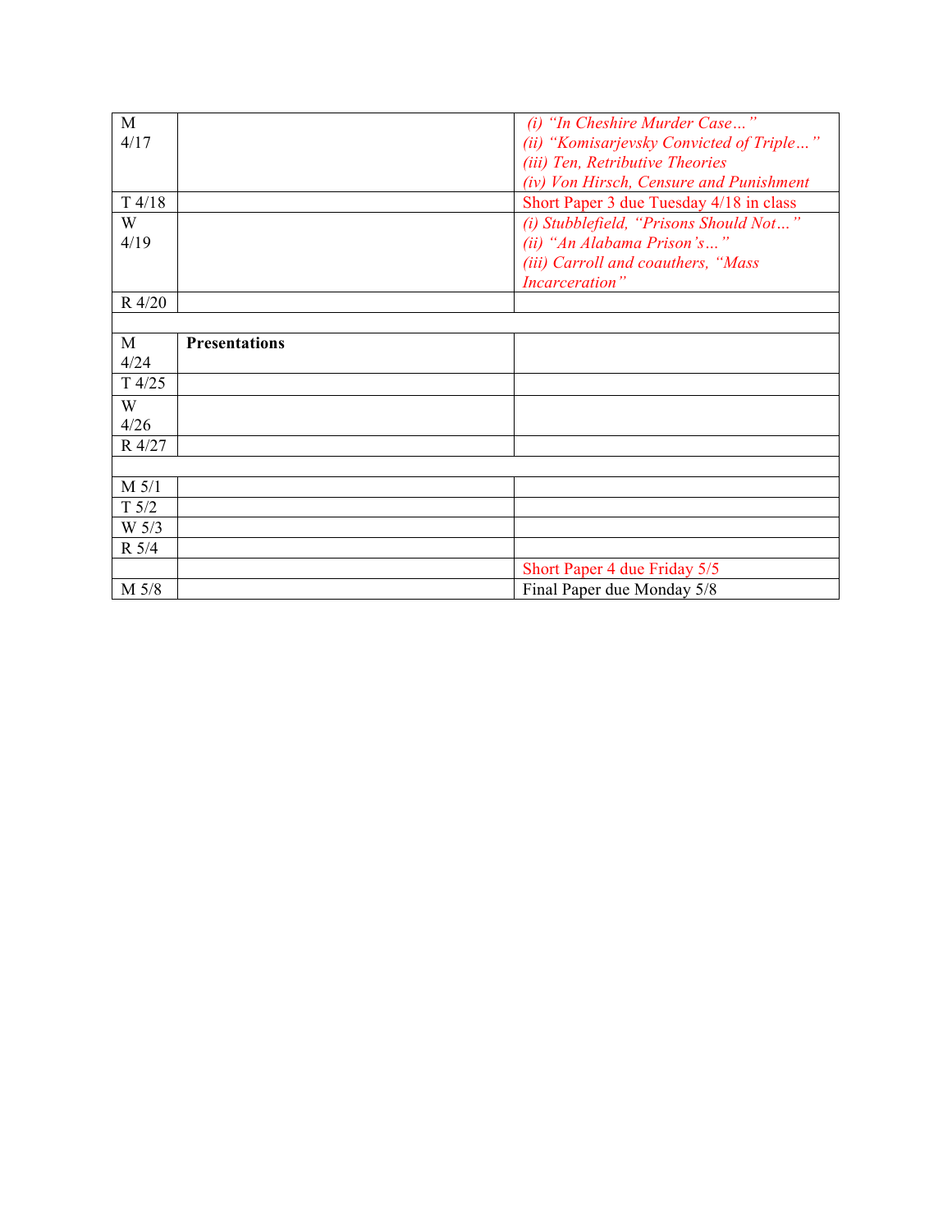| | | |
|---|---|---|
| M 4/17 | | *(i) "In Cheshire Murder Case…"*<br>*(ii) "Komisarjevsky Convicted of Triple…"*<br>*(iii) Ten, Retributive Theories*<br>*(iv) Von Hirsch, Censure and Punishment* |
| T 4/18 | | Short Paper 3 due Tuesday 4/18 in class |
| W 4/19 | | *(i) Stubblefield, "Prisons Should Not…"*<br>*(ii) "An Alabama Prison's…"*<br>*(iii) Carroll and coauthers, "Mass Incarceration"* |
| R 4/20 | | |
| | | |
| M 4/24 | **Presentations** | |
| T 4/25 | | |
| W 4/26 | | |
| R 4/27 | | |
| | | |
| M 5/1 | | |
| T 5/2 | | |
| W 5/3 | | |
| R 5/4 | | |
| | | Short Paper 4 due Friday 5/5 |
| M 5/8 | | Final Paper due Monday 5/8 |